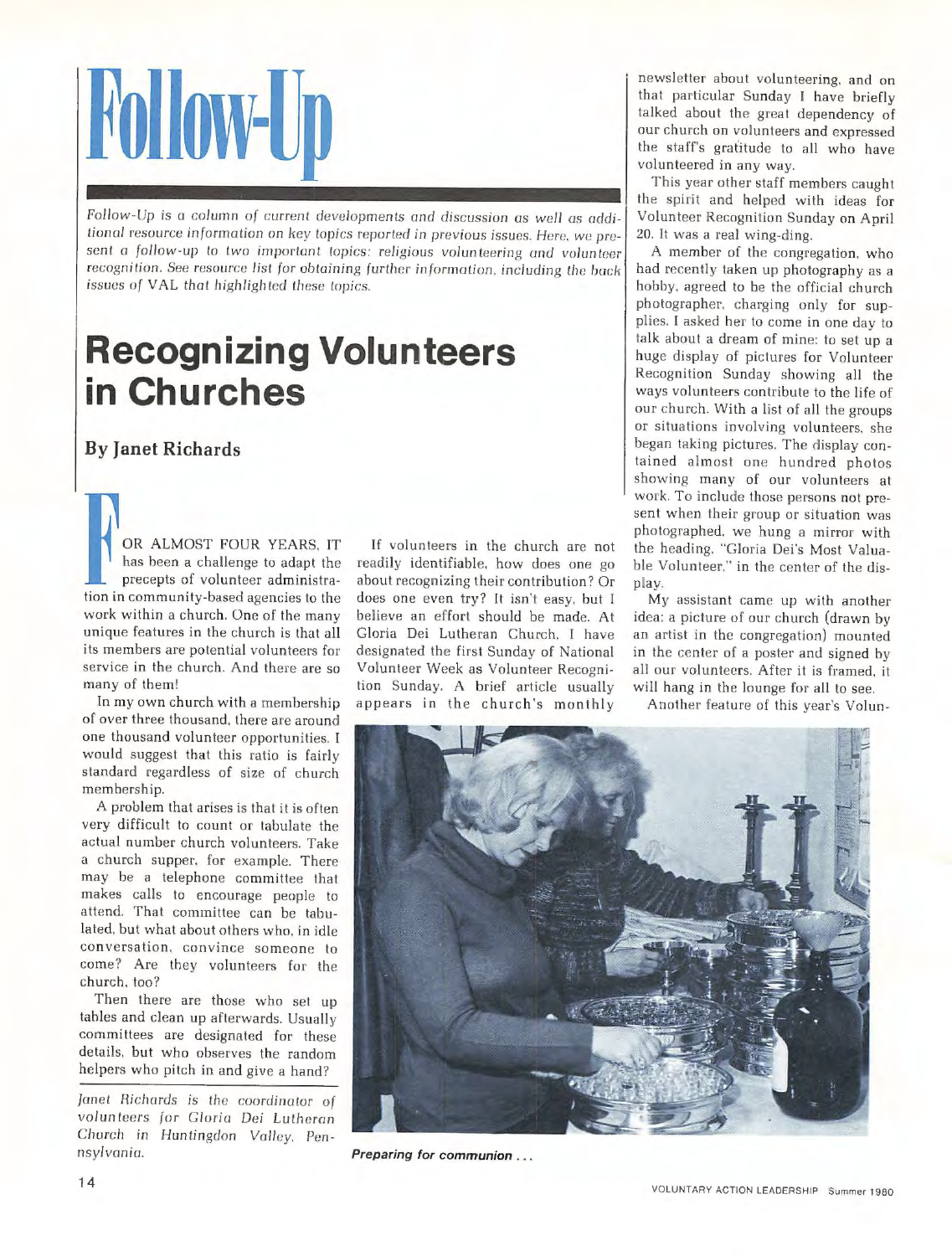// Follow-Up

*Follow-Up is a column of current developments and discussion as well as additional resource information on key topics reported in previous issues. Here, we present a follow-up to two important topics: religious volunteering and volunteer recognition. See resource list for obtaining further information, including the back issues of VAL that highlighted these topics.*

## Recognizing Volunteers in Churches

### By Janet Richards

FOR ALMOST FOUR YEARS, IT has been a challenge to adapt the precepts of volunteer administration in community-based agencies to the work within a church. One of the many unique features in the church is that all its members are potential volunteers for service in the church. And there are so many of them!

In my own church with a membership of over three thousand, there are around one thousand volunteer opportunities. I would suggest that this ratio is fairly standard regardless of size of church membership.

A problem that arises is that it is often very difficult to count or tabulate the actual number church volunteers. Take a church supper, for example. There may be a telephone committee that makes calls to encourage people to attend. That committee can be tabulated, but what about others who, in idle conversation, convince someone to come? Are they volunteers for the church, too?

Then there are those who set up tables and clean up afterwards. Usually committees are designated for these details, but who observes the random helpers who pitch in and give a hand?

*Janet Richards is the coordinator of volunteers for Gloria Dei Lutheran Church in Huntingdon Valley, Pennsylvania.*

If volunteers in the church are not readily identifiable, how does one go about recognizing their contribution? Or does one even try? It isn't easy, but I believe an effort should be made. At Gloria Dei Lutheran Church, I have designated the first Sunday of National Volunteer Week as Volunteer Recognition Sunday. A brief article usually appears in the church's monthly newsletter about volunteering, and on that particular Sunday I have briefly talked about the great dependency of our church on volunteers and expressed the staff's gratitude to all who have volunteered in any way.

This year other staff members caught the spirit and helped with ideas for Volunteer Recognition Sunday on April 20. It was a real wing-ding.

A member of the congregation, who had recently taken up photography as a hobby, agreed to be the official church photographer, charging only for supplies. I asked her to come in one day to talk about a dream of mine: to set up a huge display of pictures for Volunteer Recognition Sunday showing all the ways volunteers contribute to the life of our church. With a list of all the groups or situations involving volunteers, she began taking pictures. The display contained almost one hundred photos showing many of our volunteers at work. To include those persons not present when their group or situation was photographed, we hung a mirror with the heading, "Gloria Dei's Most Valuable Volunteer," in the center of the display.

My assistant came up with another idea: a picture of our church (drawn by an artist in the congregation) mounted in the center of a poster and signed by all our volunteers. After it is framed, it will hang in the lounge for all to see.

*Preparing for communion ...*

Another feature of this year's Volun-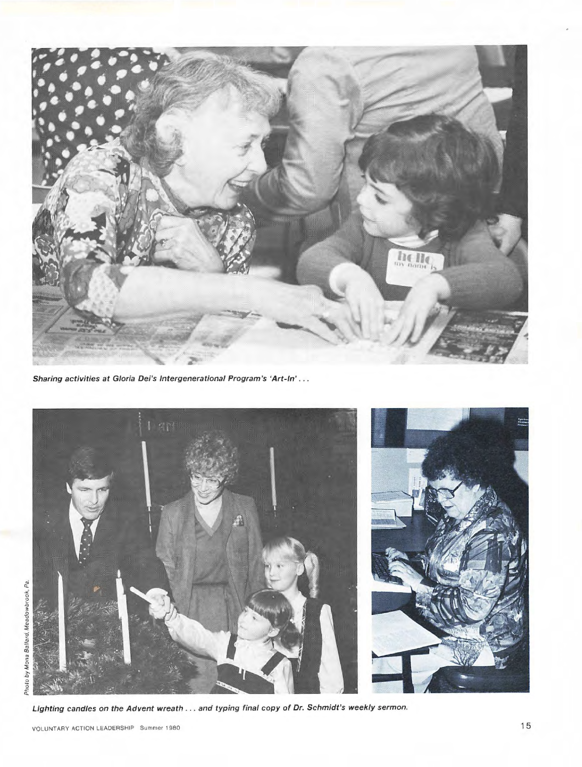*Sharing activities at Gloria Dei's Intergenerational Program's 'Art-In' . . .*

Photo by Mona Ballard, Meadowbrook, Pa.

*Lighting candles on the Advent wreath . . . and typing final copy of Dr. Schmidt's weekly sermon.*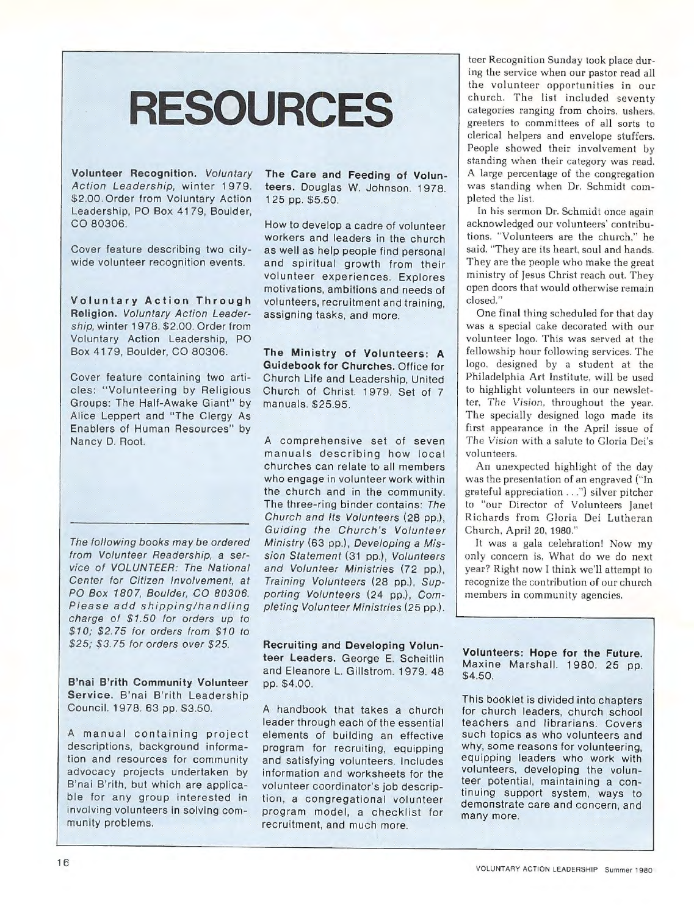teer Recognition Sunday took place during the service when our pastor read all the volunteer opportunities in our church. The list included seventy categories ranging from choirs, ushers, greeters to committees of all sorts to clerical helpers and envelope stuffers. People showed their involvement by standing when their category was read. A large percentage of the congregation was standing when Dr. Schmidt completed the list.

In his sermon Dr. Schmidt once again acknowledged our volunteers' contributions. "Volunteers are the church," he said. "They are its heart, soul and hands. They are the people who make the great ministry of Jesus Christ reach out. They open doors that would otherwise remain closed."

One final thing scheduled for that day was a special cake decorated with our volunteer logo. This was served at the fellowship hour following services. The logo, designed by a student at the Philadelphia Art Institute, will be used to highlight volunteers in our newsletter, *The Vision*, throughout the year. The specially designed logo made its first appearance in the April issue of *The Vision* with a salute to Gloria Dei's volunteers.

An unexpected highlight of the day was the presentation of an engraved ("In grateful appreciation . . .") silver pitcher to "our Director of Volunteers Janet Richards from Gloria Dei Lutheran Church, April 20, 1980."

It was a gala celebration! Now my only concern is, What do we do next year? Right now I think we'll attempt to recognize the contribution of our church members in community agencies.

# RESOURCES

**Volunteer Recognition.** *Voluntary Action Leadership*, winter 1979. $2.00. Order from Voluntary Action Leadership, PO Box 4179, Boulder, CO 80306.

Cover feature describing two city-wide volunteer recognition events.

**Voluntary Action Through Religion.** *Voluntary Action Leadership*, winter 1978. $2.00. Order from Voluntary Action Leadership, PO Box 4179, Boulder, CO 80306.

Cover feature containing two articles: "Volunteering by Religious Groups: The Half-Awake Giant" by Alice Leppert and "The Clergy As Enablers of Human Resources" by Nancy D. Root.

---

*The following books may be ordered from Volunteer Readership, a service of VOLUNTEER: The National Center for Citizen Involvement, at PO Box 1807, Boulder, CO 80306. Please add shipping/handling charge of $1.50 for orders up to $10; $2.75 for orders from $10 to $25; $3.75 for orders over $25.*

**B'nai B'rith Community Volunteer Service.** B'nai B'rith Leadership Council. 1978. 63 pp. $3.50.

A manual containing project descriptions, background information and resources for community advocacy projects undertaken by B'nai B'rith, but which are applicable for any group interested in involving volunteers in solving community problems.

**The Care and Feeding of Volunteers.** Douglas W. Johnson. 1978. 125 pp. $5.50.

How to develop a cadre of volunteer workers and leaders in the church as well as help people find personal and spiritual growth from their volunteer experiences. Explores motivations, ambitions and needs of volunteers, recruitment and training, assigning tasks, and more.

**The Ministry of Volunteers: A Guidebook for Churches.** Office for Church Life and Leadership, United Church of Christ. 1979. Set of 7 manuals. $25.95.

A comprehensive set of seven manuals describing how local churches can relate to all members who engage in volunteer work within the church and in the community. The three-ring binder contains: *The Church and Its Volunteers* (28 pp.), *Guiding the Church's Volunteer Ministry* (63 pp.), *Developing a Mission Statement* (31 pp.), *Volunteers and Volunteer Ministries* (72 pp.), *Training Volunteers* (28 pp.), *Supporting Volunteers* (24 pp.), *Completing Volunteer Ministries* (25 pp.).

**Recruiting and Developing Volunteer Leaders.** George E. Scheitlin and Eleanore L. Gillstrom. 1979. 48 pp. $4.00.

A handbook that takes a church leader through each of the essential elements of building an effective program for recruiting, equipping and satisfying volunteers. Includes information and worksheets for the volunteer coordinator's job description, a congregational volunteer program model, a checklist for recruitment, and much more.

**Volunteers: Hope for the Future.** Maxine Marshall. 1980. 25 pp. $4.50.

This booklet is divided into chapters for church leaders, church school teachers and librarians. Covers such topics as who volunteers and why, some reasons for volunteering, equipping leaders who work with volunteers, developing the volunteer potential, maintaining a continuing support system, ways to demonstrate care and concern, and many more.